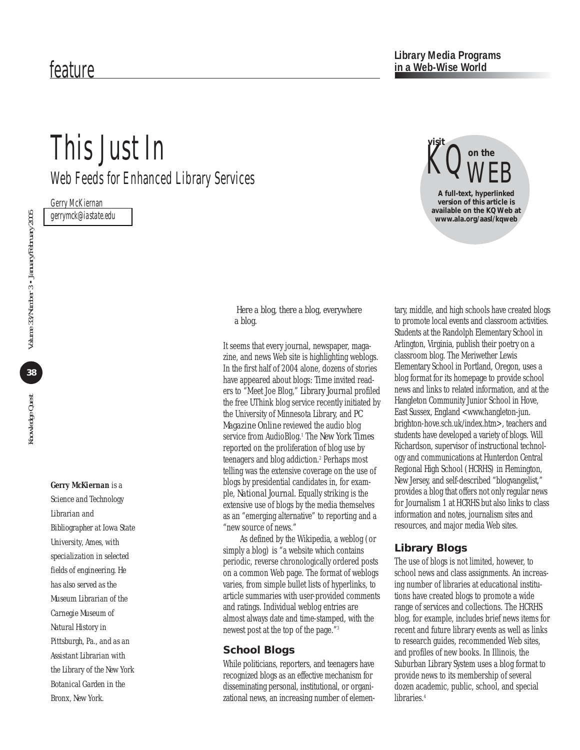feature

**Library Media Programs in a Web-Wise World**

# This Just In

## Web Feeds for Enhanced Library Services

Gerry McKiernan
gerrymck@iastate.edu

**visit KQ on the WEB**

**A full-text, hyperlinked version of this article is available on the KQ Web at www.ala.org/aasl/kqweb**

***Gerry McKiernan*** is a Science and Technology Librarian and Bibliographer at Iowa State University, Ames, with specialization in selected fields of engineering. He has also served as the Museum Librarian of the Carnegie Museum of Natural History in Pittsburgh, Pa., and as an Assistant Librarian with the Library of the New York Botanical Garden in the Bronx, New York.

Here a blog, there a blog, everywhere a blog.

It seems that every journal, newspaper, magazine, and news Web site is highlighting weblogs. In the first half of 2004 alone, dozens of stories have appeared about blogs: *Time* invited readers to "Meet Joe Blog," *Library Journal* profiled the free UThink blog service recently initiated by the University of Minnesota Library, and *PC Magazine Online* reviewed the audio blog service from AudioBlog.[1] *The New York Times* reported on the proliferation of blog use by teenagers and blog addiction.[2] Perhaps most telling was the extensive coverage on the use of blogs by presidential candidates in, for example, *National Journal*. Equally striking is the extensive use of blogs by the media themselves as an "emerging alternative" to reporting and a "new source of news."

As defined by the Wikipedia, a weblog (or simply a blog) is "a website which contains periodic, reverse chronologically ordered posts on a common Web page. The format of weblogs varies, from simple bullet lists of hyperlinks, to article summaries with user-provided comments and ratings. Individual weblog entries are almost always date and time-stamped, with the newest post at the top of the page."[3]

### School Blogs

While politicians, reporters, and teenagers have recognized blogs as an effective mechanism for disseminating personal, institutional, or organizational news, an increasing number of elementary, middle, and high schools have created blogs to promote local events and classroom activities. Students at the Randolph Elementary School in Arlington, Virginia, publish their poetry on a classroom blog. The Meriwether Lewis Elementary School in Portland, Oregon, uses a blog format for its homepage to provide school news and links to related information, and at the Hangleton Community Junior School in Hove, East Sussex, England <www.hangleton-jun.brighton-hove.sch.uk/index.htm>, teachers and students have developed a variety of blogs. Will Richardson, supervisor of instructional technology and communications at Hunterdon Central Regional High School (HCRHS) in Flemington, New Jersey, and self-described "blogvangelist," provides a blog that offers not only regular news for Journalism 1 at HCRHS but also links to class information and notes, journalism sites and resources, and major media Web sites.

### Library Blogs

The use of blogs is not limited, however, to school news and class assignments. An increasing number of libraries at educational institutions have created blogs to promote a wide range of services and collections. The HCRHS blog, for example, includes brief news items for recent and future library events as well as links to research guides, recommended Web sites, and profiles of new books. In Illinois, the Suburban Library System uses a blog format to provide news to its membership of several dozen academic, public, school, and special libraries.[4]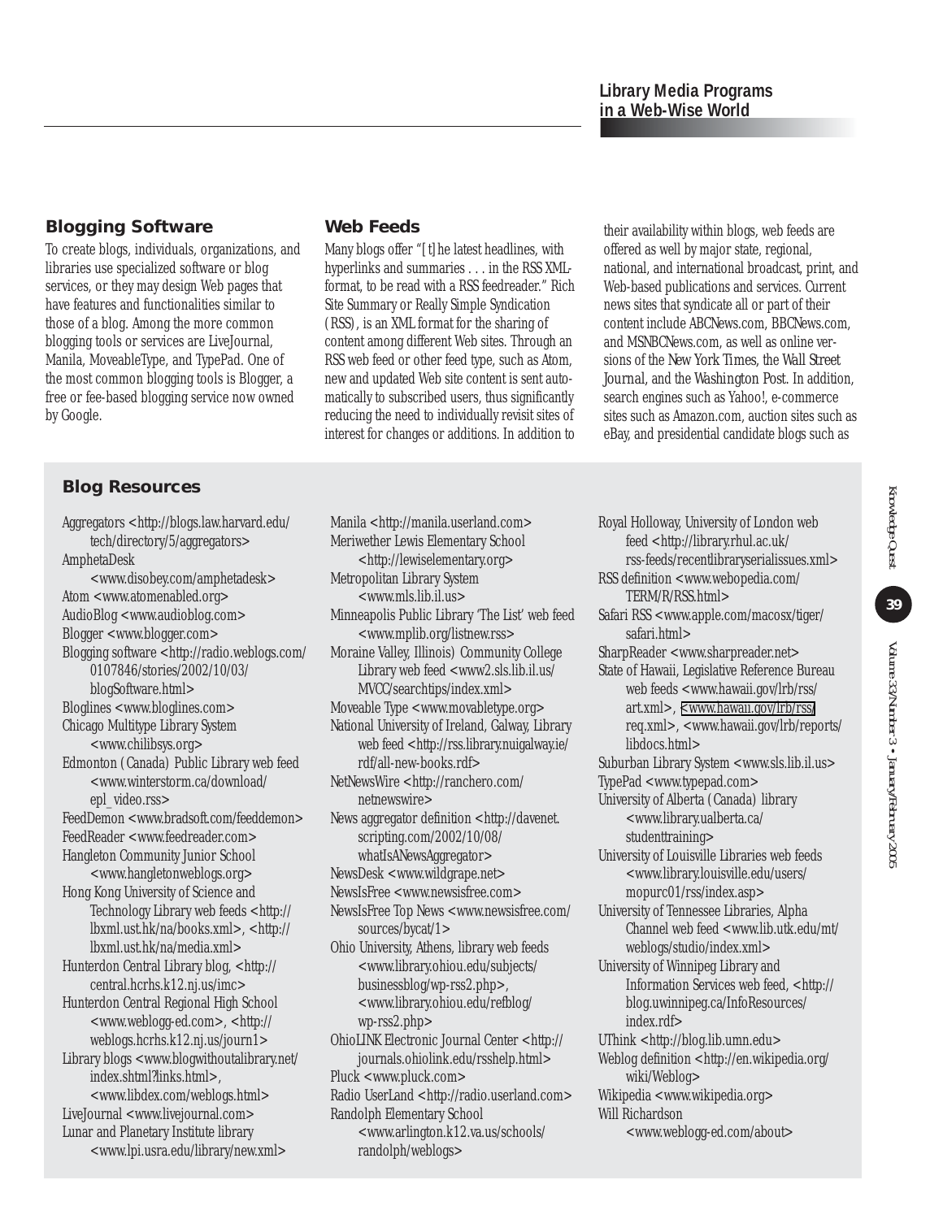## Blogging Software

To create blogs, individuals, organizations, and libraries use specialized software or blog services, or they may design Web pages that have features and functionalities similar to those of a blog. Among the more common blogging tools or services are LiveJournal, Manila, MoveableType, and TypePad. One of the most common blogging tools is Blogger, a free or fee-based blogging service now owned by Google.

## Web Feeds

Many blogs offer "[t]he latest headlines, with hyperlinks and summaries . . . in the RSS XML-format, to be read with a RSS feedreader." Rich Site Summary or Really Simple Syndication (RSS), is an XML format for the sharing of content among different Web sites. Through an RSS web feed or other feed type, such as Atom, new and updated Web site content is sent automatically to subscribed users, thus significantly reducing the need to individually revisit sites of interest for changes or additions. In addition to their availability within blogs, web feeds are offered as well by major state, regional, national, and international broadcast, print, and Web-based publications and services. Current news sites that syndicate all or part of their content include ABCNews.com, BBCNews.com, and MSNBCNews.com, as well as online versions of the New York Times, the Wall Street Journal, and the Washington Post. In addition, search engines such as Yahoo!, e-commerce sites such as Amazon.com, auction sites such as eBay, and presidential candidate blogs such as

## Blog Resources

- Aggregators <http://blogs.law.harvard.edu/tech/directory/5/aggregators>
- AmphetaDesk <www.disobey.com/amphetadesk>
- Atom <www.atomenabled.org>
- AudioBlog <www.audioblog.com>
- Blogger <www.blogger.com>
- Blogging software <http://radio.weblogs.com/0107846/stories/2002/10/03/blogSoftware.html>
- Bloglines <www.bloglines.com>
- Chicago Multitype Library System <www.chilibsys.org>
- Edmonton (Canada) Public Library web feed <www.winterstorm.ca/download/epl_video.rss>
- FeedDemon <www.bradsoft.com/feeddemon>
- FeedReader <www.feedreader.com>
- Hangleton Community Junior School <www.hangletonweblogs.org>
- Hong Kong University of Science and Technology Library web feeds <http://lbxml.ust.hk/na/books.xml>, <http://lbxml.ust.hk/na/media.xml>
- Hunterdon Central Library blog, <http://central.hcrhs.k12.nj.us/imc>
- Hunterdon Central Regional High School <www.weblogg-ed.com>, <http://weblogs.hcrhs.k12.nj.us/journ1>
- Library blogs <www.blogwithoutalibrary.net/index.shtml?links.html>, <www.libdex.com/weblogs.html>
- LiveJournal <www.livejournal.com>
- Lunar and Planetary Institute library <www.lpi.usra.edu/library/new.xml>
- Manila <http://manila.userland.com>
- Meriwether Lewis Elementary School <http://lewiselementary.org>
- Metropolitan Library System <www.mls.lib.il.us>
- Minneapolis Public Library 'The List' web feed <www.mplib.org/listnew.rss>
- Moraine Valley, Illinois) Community College Library web feed <www2.sls.lib.il.us/MVCC/searchtips/index.xml>
- Moveable Type <www.movabletype.org>
- National University of Ireland, Galway, Library web feed <http://rss.library.nuigalway.ie/rdf/all-new-books.rdf>
- NetNewsWire <http://ranchero.com/netnewswire>
- News aggregator definition <http://davenet.scripting.com/2002/10/08/whatIsANewsAggregator>
- NewsDesk <www.wildgrape.net>
- NewsIsFree <www.newsisfree.com>
- NewsIsFree Top News <www.newsisfree.com/sources/bycat/1>
- Ohio University, Athens, library web feeds <www.library.ohiou.edu/subjects/businessblog/wp-rss2.php>, <www.library.ohiou.edu/refblog/wp-rss2.php>
- OhioLINK Electronic Journal Center <http://journals.ohiolink.edu/rsshelp.html>
- Pluck <www.pluck.com>
- Radio UserLand <http://radio.userland.com>
- Randolph Elementary School <www.arlington.k12.va.us/schools/randolph/weblogs>
- Royal Holloway, University of London web feed <http://library.rhul.ac.uk/rss-feeds/recentlibraryserialissues.xml>
- RSS definition <www.webopedia.com/TERM/R/RSS.html>
- Safari RSS <www.apple.com/macosx/tiger/safari.html>
- SharpReader <www.sharpreader.net>
- State of Hawaii, Legislative Reference Bureau web feeds <www.hawaii.gov/lrb/rss/art.xml>, <www.hawaii.gov/lrb/rss/req.xml>, <www.hawaii.gov/lrb/reports/libdocs.html>
- Suburban Library System <www.sls.lib.il.us>
- TypePad <www.typepad.com>
- University of Alberta (Canada) library <www.library.ualberta.ca/studenttraining>
- University of Louisville Libraries web feeds <www.library.louisville.edu/users/mopurc01/rss/index.asp>
- University of Tennessee Libraries, Alpha Channel web feed <www.lib.utk.edu/mt/weblogs/studio/index.xml>
- University of Winnipeg Library and Information Services web feed, <http://blog.uwinnipeg.ca/InfoResources/index.rdf>
- UThink <http://blog.lib.umn.edu>
- Weblog definition <http://en.wikipedia.org/wiki/Weblog>
- Wikipedia <www.wikipedia.org>
- Will Richardson <www.weblogg-ed.com/about>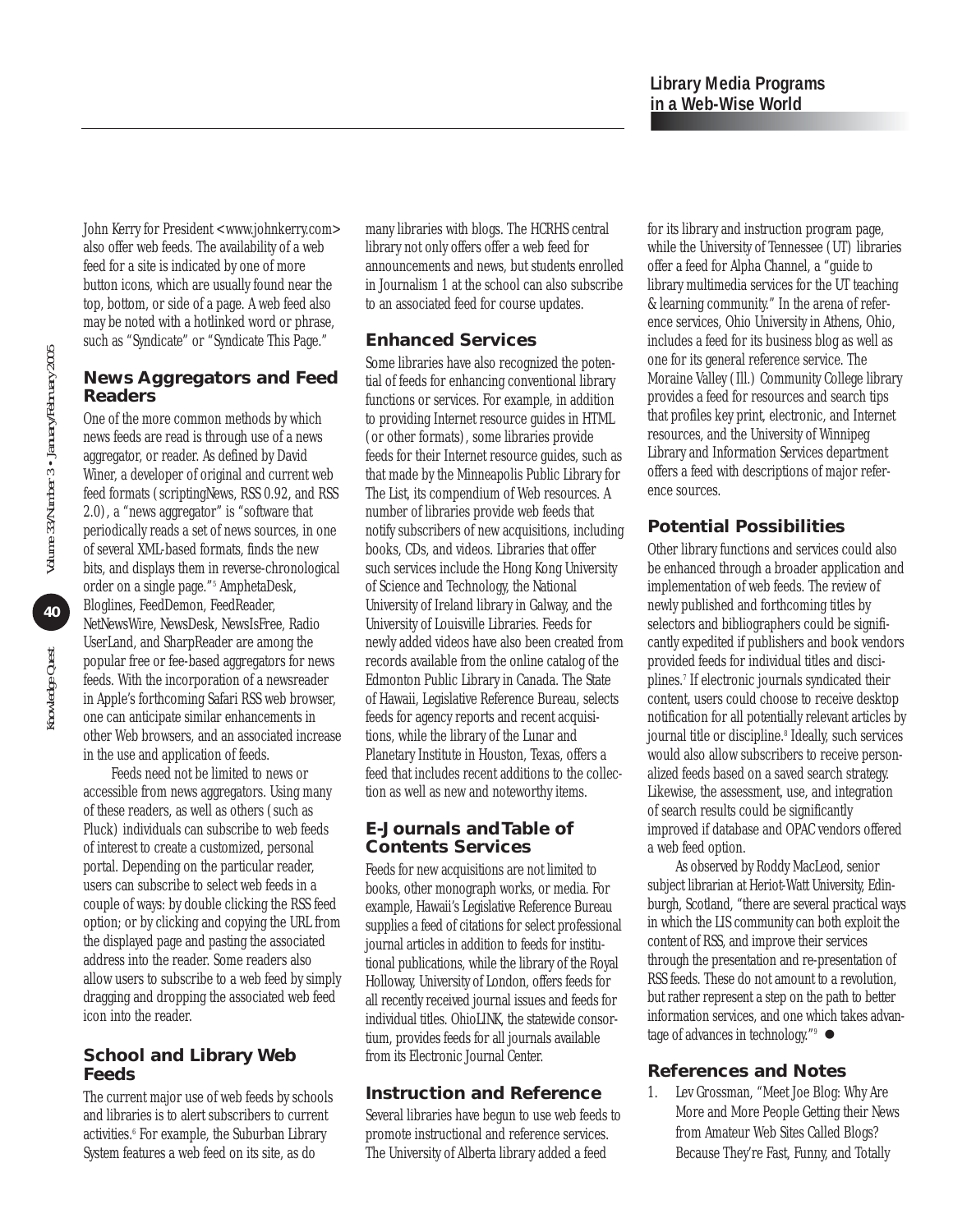John Kerry for President <www.johnkerry.com> also offer web feeds. The availability of a web feed for a site is indicated by one of more button icons, which are usually found near the top, bottom, or side of a page. A web feed also may be noted with a hotlinked word or phrase, such as "Syndicate" or "Syndicate This Page."

## News Aggregators and Feed Readers

One of the more common methods by which news feeds are read is through use of a news aggregator, or reader. As defined by David Winer, a developer of original and current web feed formats (scriptingNews, RSS 0.92, and RSS 2.0), a "news aggregator" is "software that periodically reads a set of news sources, in one of several XML-based formats, finds the new bits, and displays them in reverse-chronological order on a single page."[5] AmphetaDesk, Bloglines, FeedDemon, FeedReader, NetNewsWire, NewsDesk, NewsIsFree, Radio UserLand, and SharpReader are among the popular free or fee-based aggregators for news feeds. With the incorporation of a newsreader in Apple's forthcoming Safari RSS web browser, one can anticipate similar enhancements in other Web browsers, and an associated increase in the use and application of feeds.

Feeds need not be limited to news or accessible from news aggregators. Using many of these readers, as well as others (such as Pluck) individuals can subscribe to web feeds of interest to create a customized, personal portal. Depending on the particular reader, users can subscribe to select web feeds in a couple of ways: by double clicking the RSS feed option; or by clicking and copying the URL from the displayed page and pasting the associated address into the reader. Some readers also allow users to subscribe to a web feed by simply dragging and dropping the associated web feed icon into the reader.

## School and Library Web Feeds

The current major use of web feeds by schools and libraries is to alert subscribers to current activities.[6] For example, the Suburban Library System features a web feed on its site, as do many libraries with blogs. The HCRHS central library not only offers offer a web feed for announcements and news, but students enrolled in Journalism 1 at the school can also subscribe to an associated feed for course updates.

## Enhanced Services

Some libraries have also recognized the potential of feeds for enhancing conventional library functions or services. For example, in addition to providing Internet resource guides in HTML (or other formats), some libraries provide feeds for their Internet resource guides, such as that made by the Minneapolis Public Library for The List, its compendium of Web resources. A number of libraries provide web feeds that notify subscribers of new acquisitions, including books, CDs, and videos. Libraries that offer such services include the Hong Kong University of Science and Technology, the National University of Ireland library in Galway, and the University of Louisville Libraries. Feeds for newly added videos have also been created from records available from the online catalog of the Edmonton Public Library in Canada. The State of Hawaii, Legislative Reference Bureau, selects feeds for agency reports and recent acquisitions, while the library of the Lunar and Planetary Institute in Houston, Texas, offers a feed that includes recent additions to the collection as well as new and noteworthy items.

## E-Journals and Table of Contents Services

Feeds for new acquisitions are not limited to books, other monograph works, or media. For example, Hawaii's Legislative Reference Bureau supplies a feed of citations for select professional journal articles in addition to feeds for institutional publications, while the library of the Royal Holloway, University of London, offers feeds for all recently received journal issues and feeds for individual titles. OhioLINK, the statewide consortium, provides feeds for all journals available from its Electronic Journal Center.

## Instruction and Reference

Several libraries have begun to use web feeds to promote instructional and reference services. The University of Alberta library added a feed for its library and instruction program page, while the University of Tennessee (UT) libraries offer a feed for Alpha Channel, a "guide to library multimedia services for the UT teaching & learning community." In the arena of reference services, Ohio University in Athens, Ohio, includes a feed for its business blog as well as one for its general reference service. The Moraine Valley (Ill.) Community College library provides a feed for resources and search tips that profiles key print, electronic, and Internet resources, and the University of Winnipeg Library and Information Services department offers a feed with descriptions of major reference sources.

## Potential Possibilities

Other library functions and services could also be enhanced through a broader application and implementation of web feeds. The review of newly published and forthcoming titles by selectors and bibliographers could be significantly expedited if publishers and book vendors provided feeds for individual titles and disciplines.[7] If electronic journals syndicated their content, users could choose to receive desktop notification for all potentially relevant articles by journal title or discipline.[8] Ideally, such services would also allow subscribers to receive personalized feeds based on a saved search strategy. Likewise, the assessment, use, and integration of search results could be significantly improved if database and OPAC vendors offered a web feed option.

As observed by Roddy MacLeod, senior subject librarian at Heriot-Watt University, Edinburgh, Scotland, "there are several practical ways in which the LIS community can both exploit the content of RSS, and improve their services through the presentation and re-presentation of RSS feeds. These do not amount to a revolution, but rather represent a step on the path to better information services, and one which takes advantage of advances in technology."[9] ●

## References and Notes

1. Lev Grossman, "Meet Joe Blog: Why Are More and More People Getting their News from Amateur Web Sites Called Blogs? Because They're Fast, Funny, and Totally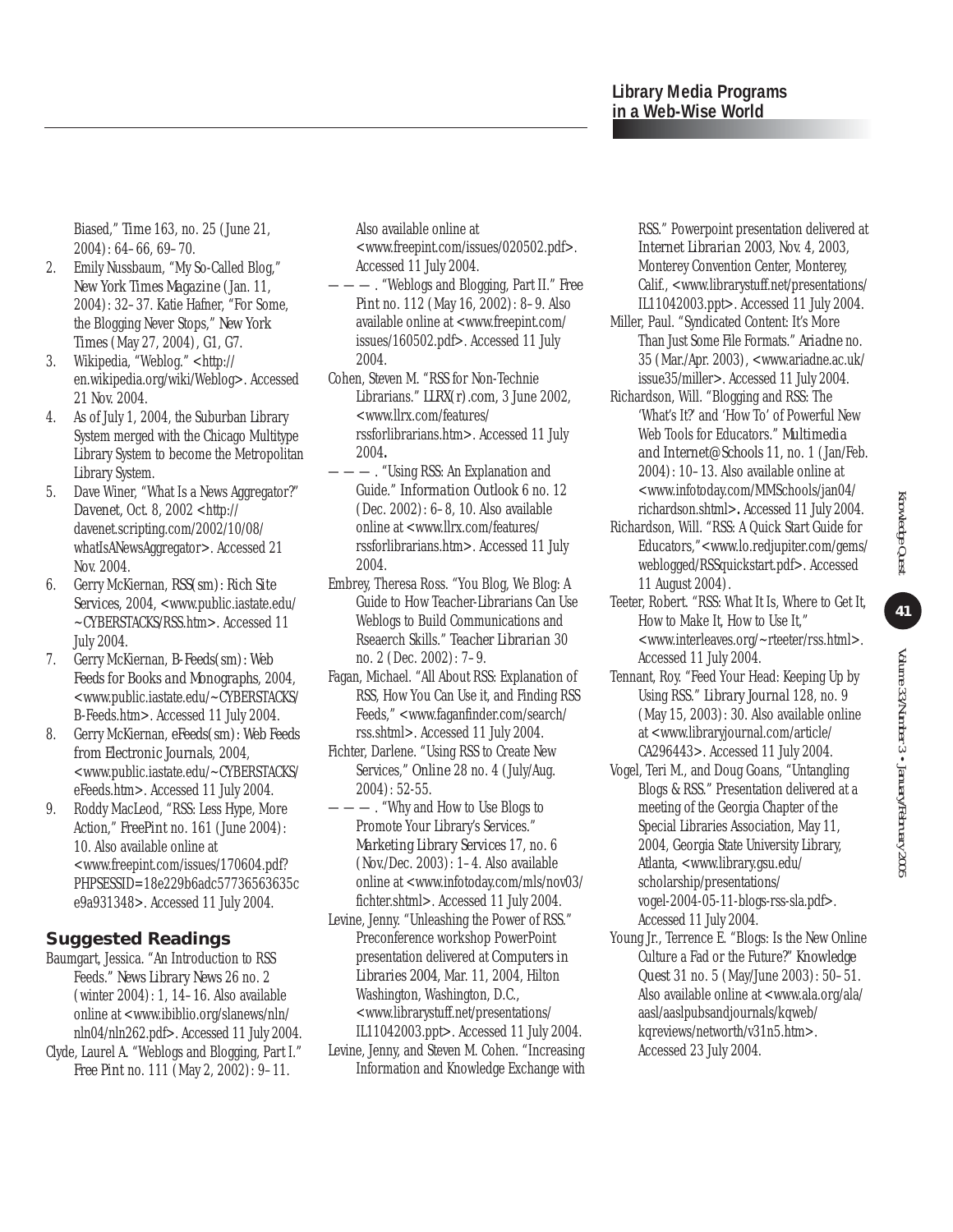Biased," *Time* 163, no. 25 (June 21, 2004): 64–66, 69–70.

2. Emily Nussbaum, "My So-Called Blog," *New York Times Magazine* (Jan. 11, 2004): 32–37. Katie Hafner, "For Some, the Blogging Never Stops," *New York Times* (May 27, 2004), G1, G7.
3. Wikipedia, "Weblog." <http://en.wikipedia.org/wiki/Weblog>. Accessed 21 Nov. 2004.
4. As of July 1, 2004, the Suburban Library System merged with the Chicago Multitype Library System to become the Metropolitan Library System.
5. Dave Winer, "What Is a News Aggregator?" *Davenet*, Oct. 8, 2002 <http://davenet.scripting.com/2002/10/08/whatIsANewsAggregator>. Accessed 21 Nov. 2004.
6. Gerry McKiernan, *RSS(sm): Rich Site Services*, 2004, <www.public.iastate.edu/~CYBERSTACKS/RSS.htm>. Accessed 11 July 2004.
7. Gerry McKiernan, *B-Feeds(sm): Web Feeds for Books and Monographs*, 2004, <www.public.iastate.edu/~CYBERSTACKS/B-Feeds.htm>. Accessed 11 July 2004.
8. Gerry McKiernan, *eFeeds(sm): Web Feeds from Electronic Journals*, 2004, <www.public.iastate.edu/~CYBERSTACKS/eFeeds.htm>. Accessed 11 July 2004.
9. Roddy MacLeod, "RSS: Less Hype, More Action," *FreePint* no. 161 (June 2004): 10. Also available online at <www.freepint.com/issues/170604.pdf?PHPSESSID=18e229b6adc57736563635ce9a931348>. Accessed 11 July 2004.

## Suggested Readings

Baumgart, Jessica. "An Introduction to RSS Feeds." *News Library News* 26 no. 2 (winter 2004): 1, 14–16. Also available online at <www.ibiblio.org/slanews/nln/nln04/nln262.pdf>. Accessed 11 July 2004.

Clyde, Laurel A. "Weblogs and Blogging, Part I." *Free Pint* no. 111 (May 2, 2002): 9–11. Also available online at <www.freepint.com/issues/020502.pdf>. Accessed 11 July 2004.

— — — . "Weblogs and Blogging, Part II." *Free Pint* no. 112 (May 16, 2002): 8–9. Also available online at <www.freepint.com/issues/160502.pdf>. Accessed 11 July 2004.

Cohen, Steven M. "RSS for Non-Technie Librarians." *LLRX(r).com*, 3 June 2002, <www.llrx.com/features/rssforlibrarians.htm>. Accessed 11 July 2004.

— — — . "Using RSS: An Explanation and Guide." *Information Outlook* 6 no. 12 (Dec. 2002): 6–8, 10. Also available online at <www.llrx.com/features/rssforlibrarians.htm>. Accessed 11 July 2004.

Embrey, Theresa Ross. "You Blog, We Blog: A Guide to How Teacher-Librarians Can Use Weblogs to Build Communications and Rseaerch Skills." *Teacher Librarian* 30 no. 2 (Dec. 2002): 7–9.

Fagan, Michael. "All About RSS: Explanation of RSS, How You Can Use it, and Finding RSS Feeds," <www.faganfinder.com/search/rss.shtml>. Accessed 11 July 2004.

Fichter, Darlene. "Using RSS to Create New Services," *Online* 28 no. 4 (July/Aug. 2004): 52-55.

— — — . "Why and How to Use Blogs to Promote Your Library's Services." *Marketing Library Services* 17, no. 6 (Nov./Dec. 2003): 1–4. Also available online at <www.infotoday.com/mls/nov03/fichter.shtml>. Accessed 11 July 2004.

Levine, Jenny. "Unleashing the Power of RSS." Preconference workshop PowerPoint presentation delivered at *Computers in Libraries 2004*, Mar. 11, 2004, Hilton Washington, Washington, D.C., <www.librarystuff.net/presentations/IL11042003.ppt>. Accessed 11 July 2004.

Levine, Jenny, and Steven M. Cohen. "Increasing Information and Knowledge Exchange with RSS." Powerpoint presentation delivered at *Internet Librarian 2003*, Nov. 4, 2003, Monterey Convention Center, Monterey, Calif., <www.librarystuff.net/presentations/IL11042003.ppt>. Accessed 11 July 2004.

Miller, Paul. "Syndicated Content: It's More Than Just Some File Formats." *Ariadne* no. 35 (Mar./Apr. 2003), <www.ariadne.ac.uk/issue35/miller>. Accessed 11 July 2004.

Richardson, Will. "Blogging and RSS: The 'What's It?' and 'How To' of Powerful New Web Tools for Educators." *Multimedia and Internet@Schools* 11, no. 1 (Jan/Feb. 2004): 10–13. Also available online at <www.infotoday.com/MMSchools/jan04/richardson.shtml>. Accessed 11 July 2004.

Richardson, Will. "RSS: A Quick Start Guide for Educators," <www.lo.redjupiter.com/gems/weblogged/RSSquickstart.pdf>. Accessed 11 August 2004).

Teeter, Robert. "RSS: What It Is, Where to Get It, How to Make It, How to Use It," <www.interleaves.org/~rteeter/rss.html>. Accessed 11 July 2004.

Tennant, Roy. "Feed Your Head: Keeping Up by Using RSS." *Library Journal* 128, no. 9 (May 15, 2003): 30. Also available online at <www.libraryjournal.com/article/CA296443>. Accessed 11 July 2004.

Vogel, Teri M., and Doug Goans, "Untangling Blogs & RSS." Presentation delivered at a meeting of the Georgia Chapter of the Special Libraries Association, May 11, 2004, Georgia State University Library, Atlanta, <www.library.gsu.edu/scholarship/presentations/vogel-2004-05-11-blogs-rss-sla.pdf>. Accessed 11 July 2004.

Young Jr., Terrence E. "Blogs: Is the New Online Culture a Fad or the Future?" *Knowledge Quest* 31 no. 5 (May/June 2003): 50–51. Also available online at <www.ala.org/ala/aasl/aaslpubsandjournals/kqweb/kqreviews/networth/v31n5.htm>. Accessed 23 July 2004.